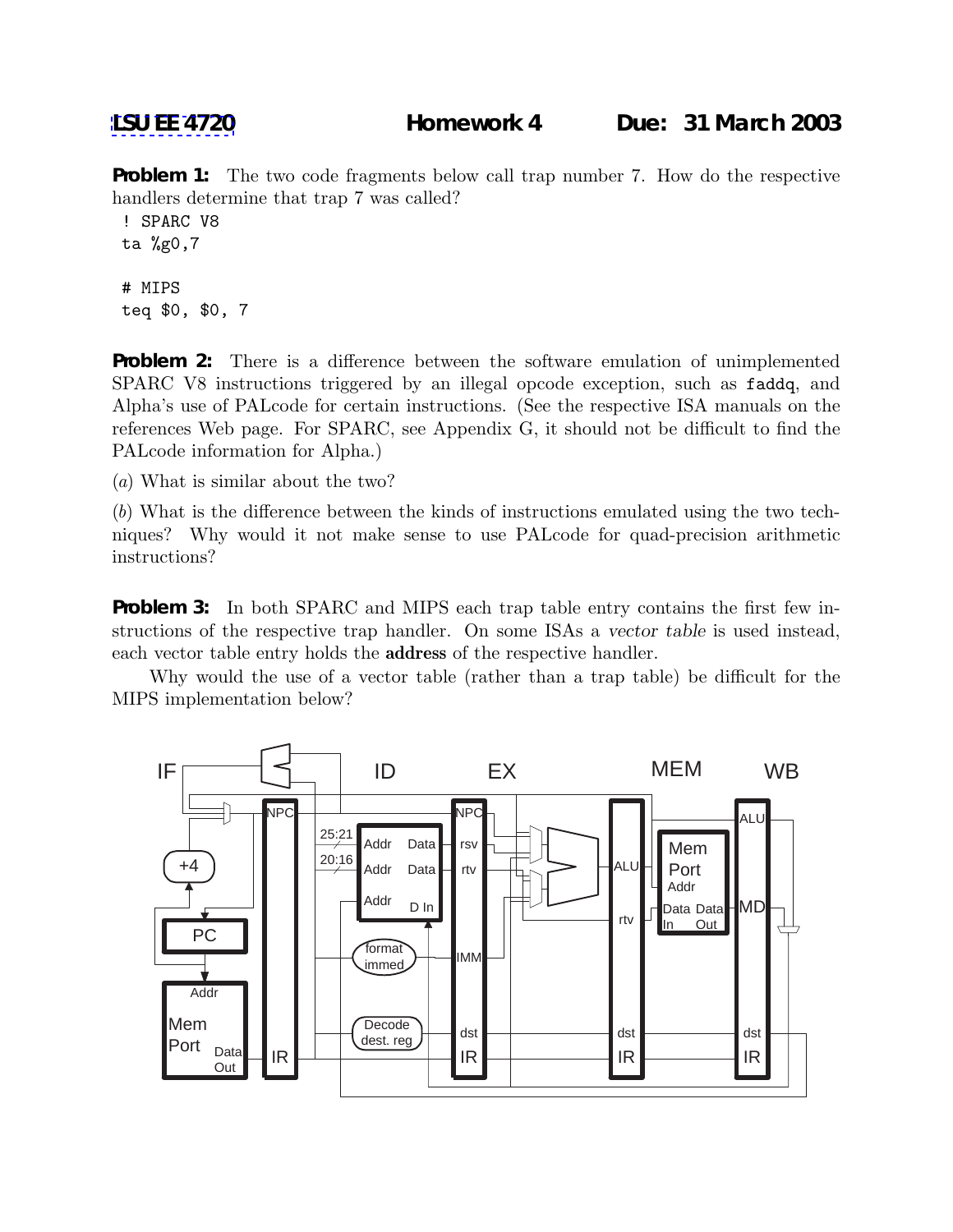**LSU EE 4720** **Homework 4** **Due: 31 March 2003**

**Problem 1:** The two code fragments below call trap number 7. How do the respective handlers determine that trap 7 was called?

```
! SPARC V8
ta %g0,7

# MIPS
teq $0, $0, 7
```

**Problem 2:** There is a difference between the software emulation of unimplemented SPARC V8 instructions triggered by an illegal opcode exception, such as faddq, and Alpha's use of PALcode for certain instructions. (See the respective ISA manuals on the references Web page. For SPARC, see Appendix G, it should not be difficult to find the PALcode information for Alpha.)

(*a*) What is similar about the two?

(*b*) What is the difference between the kinds of instructions emulated using the two techniques? Why would it not make sense to use PALcode for quad-precision arithmetic instructions?

**Problem 3:** In both SPARC and MIPS each trap table entry contains the first few instructions of the respective trap handler. On some ISAs a *vector table* is used instead, each vector table entry holds the **address** of the respective handler.

Why would the use of a vector table (rather than a trap table) be difficult for the MIPS implementation below?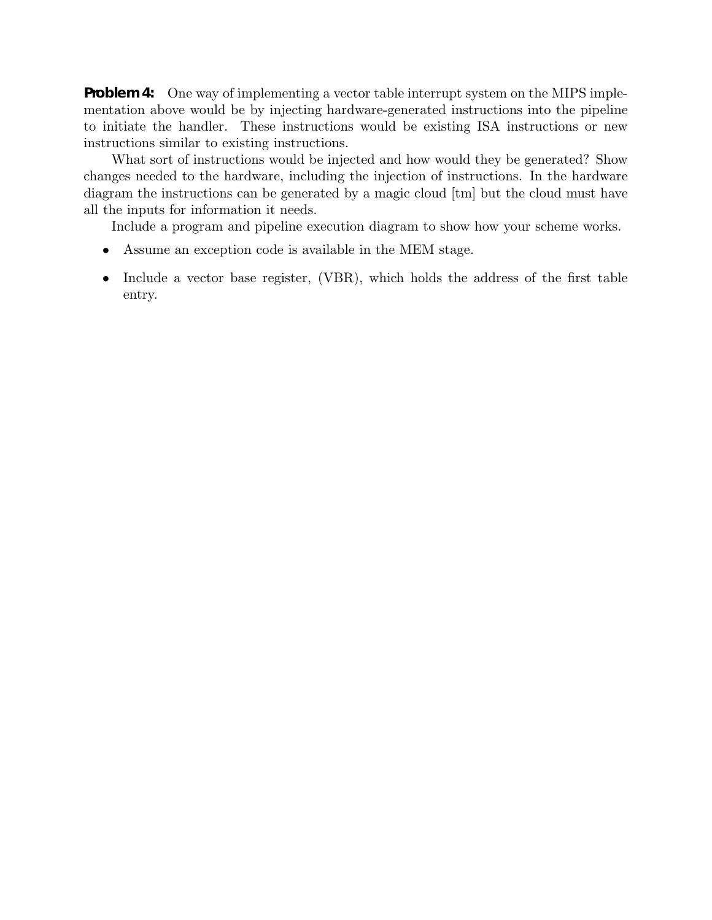**Problem 4:** One way of implementing a vector table interrupt system on the MIPS implementation above would be by injecting hardware-generated instructions into the pipeline to initiate the handler. These instructions would be existing ISA instructions or new instructions similar to existing instructions.

What sort of instructions would be injected and how would they be generated? Show changes needed to the hardware, including the injection of instructions. In the hardware diagram the instructions can be generated by a magic cloud [tm] but the cloud must have all the inputs for information it needs.

Include a program and pipeline execution diagram to show how your scheme works.

- Assume an exception code is available in the MEM stage.
- Include a vector base register, (VBR), which holds the address of the first table entry.